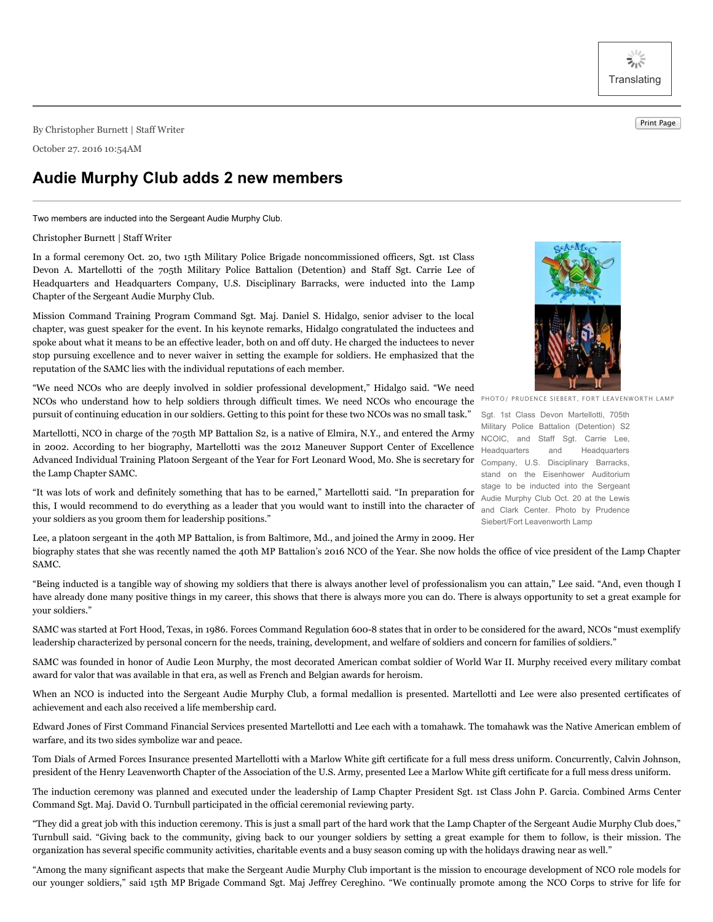By Christopher Burnett | Staff Writer

October 27. 2016 10:54AM

# Audie Murphy Club adds 2 new members

Two members are inducted into the Sergeant Audie Murphy Club.

Christopher Burnett | Staff Writer

In a formal ceremony Oct. 20, two 15th Military Police Brigade noncommissioned officers, Sgt. 1st Class Devon A. Martellotti of the 705th Military Police Battalion (Detention) and Staff Sgt. Carrie Lee of Headquarters and Headquarters Company, U.S. Disciplinary Barracks, were inducted into the Lamp Chapter of the Sergeant Audie Murphy Club.

Mission Command Training Program Command Sgt. Maj. Daniel S. Hidalgo, senior adviser to the local chapter, was guest speaker for the event. In his keynote remarks, Hidalgo congratulated the inductees and spoke about what it means to be an effective leader, both on and off duty. He charged the inductees to never stop pursuing excellence and to never waiver in setting the example for soldiers. He emphasized that the reputation of the SAMC lies with the individual reputations of each member.

"We need NCOs who are deeply involved in soldier professional development," Hidalgo said. "We need NCOs who understand how to help soldiers through difficult times. We need NCOs who encourage the pursuit of continuing education in our soldiers. Getting to this point for these two NCOs was no small task."

PHOTO/ PRUDENCE SIEBERT, FORT LEAVENWORTH LAMP

Sgt. 1st Class Devon Martellotti, 705th Military Police Battalion (Detention) S2 NCOIC, and Staff Sgt. Carrie Lee, Headquarters and Headquarters Company, U.S. Disciplinary Barracks, stand on the Eisenhower Auditorium stage to be inducted into the Sergeant Audie Murphy Club Oct. 20 at the Lewis and Clark Center. Photo by Prudence Siebert/Fort Leavenworth Lamp

Martellotti, NCO in charge of the 705th MP Battalion S2, is a native of Elmira, N.Y., and entered the Army in 2002. According to her biography, Martellotti was the 2012 Maneuver Support Center of Excellence Advanced Individual Training Platoon Sergeant of the Year for Fort Leonard Wood, Mo. She is secretary for the Lamp Chapter SAMC.

"It was lots of work and definitely something that has to be earned," Martellotti said. "In preparation for this, I would recommend to do everything as a leader that you would want to instill into the character of your soldiers as you groom them for leadership positions."

Lee, a platoon sergeant in the 40th MP Battalion, is from Baltimore, Md., and joined the Army in 2009. Her biography states that she was recently named the 40th MP Battalion's 2016 NCO of the Year. She now holds the office of vice president of the Lamp Chapter SAMC.

"Being inducted is a tangible way of showing my soldiers that there is always another level of professionalism you can attain," Lee said. "And, even though I have already done many positive things in my career, this shows that there is always more you can do. There is always opportunity to set a great example for your soldiers."

SAMC was started at Fort Hood, Texas, in 1986. Forces Command Regulation 600-8 states that in order to be considered for the award, NCOs "must exemplify leadership characterized by personal concern for the needs, training, development, and welfare of soldiers and concern for families of soldiers."

SAMC was founded in honor of Audie Leon Murphy, the most decorated American combat soldier of World War II. Murphy received every military combat award for valor that was available in that era, as well as French and Belgian awards for heroism.

When an NCO is inducted into the Sergeant Audie Murphy Club, a formal medallion is presented. Martellotti and Lee were also presented certificates of achievement and each also received a life membership card.

Edward Jones of First Command Financial Services presented Martellotti and Lee each with a tomahawk. The tomahawk was the Native American emblem of warfare, and its two sides symbolize war and peace.

Tom Dials of Armed Forces Insurance presented Martellotti with a Marlow White gift certificate for a full mess dress uniform. Concurrently, Calvin Johnson, president of the Henry Leavenworth Chapter of the Association of the U.S. Army, presented Lee a Marlow White gift certificate for a full mess dress uniform.

The induction ceremony was planned and executed under the leadership of Lamp Chapter President Sgt. 1st Class John P. Garcia. Combined Arms Center Command Sgt. Maj. David O. Turnbull participated in the official ceremonial reviewing party.

"They did a great job with this induction ceremony. This is just a small part of the hard work that the Lamp Chapter of the Sergeant Audie Murphy Club does," Turnbull said. "Giving back to the community, giving back to our younger soldiers by setting a great example for them to follow, is their mission. The organization has several specific community activities, charitable events and a busy season coming up with the holidays drawing near as well."

"Among the many significant aspects that make the Sergeant Audie Murphy Club important is the mission to encourage development of NCO role models for our younger soldiers," said 15th MP Brigade Command Sgt. Maj Jeffrey Cereghino. "We continually promote among the NCO Corps to strive for life for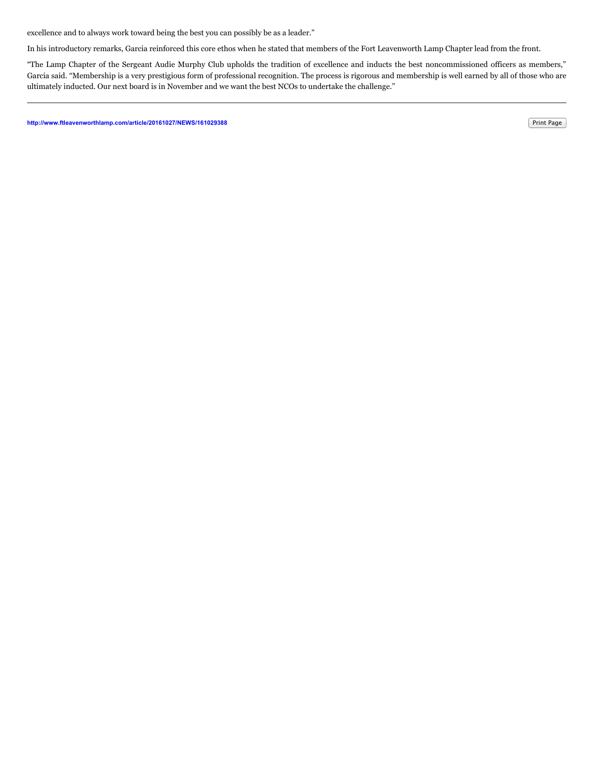excellence and to always work toward being the best you can possibly be as a leader."

In his introductory remarks, Garcia reinforced this core ethos when he stated that members of the Fort Leavenworth Lamp Chapter lead from the front.

"The Lamp Chapter of the Sergeant Audie Murphy Club upholds the tradition of excellence and inducts the best noncommissioned officers as members," Garcia said. "Membership is a very prestigious form of professional recognition. The process is rigorous and membership is well earned by all of those who are ultimately inducted. Our next board is in November and we want the best NCOs to undertake the challenge."

---

http://www.ftleavenworthlamp.com/article/20161027/NEWS/161029388